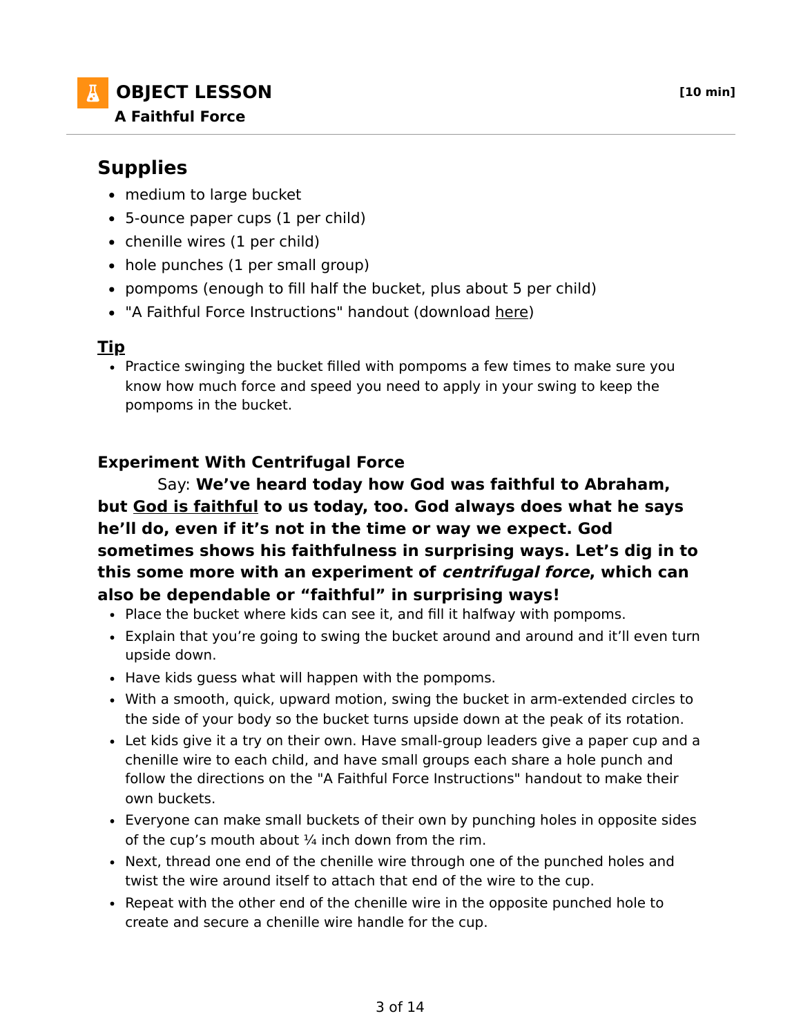# OBJECT LESSON

**[10 min]**

### A Faithful Force

## Supplies

- medium to large bucket
- 5-ounce paper cups (1 per child)
- chenille wires (1 per child)
- hole punches (1 per small group)
- pompoms (enough to fill half the bucket, plus about 5 per child)
- "A Faithful Force Instructions" handout (download here)

### Tip

- Practice swinging the bucket filled with pompoms a few times to make sure you know how much force and speed you need to apply in your swing to keep the pompoms in the bucket.

### Experiment With Centrifugal Force

Say: **We've heard today how God was faithful to Abraham, but God is faithful to us today, too. God always does what he says he'll do, even if it's not in the time or way we expect. God sometimes shows his faithfulness in surprising ways. Let's dig in to this some more with an experiment of *centrifugal force*, which can also be dependable or "faithful" in surprising ways!**

- Place the bucket where kids can see it, and fill it halfway with pompoms.
- Explain that you're going to swing the bucket around and around and it'll even turn upside down.
- Have kids guess what will happen with the pompoms.
- With a smooth, quick, upward motion, swing the bucket in arm-extended circles to the side of your body so the bucket turns upside down at the peak of its rotation.
- Let kids give it a try on their own. Have small-group leaders give a paper cup and a chenille wire to each child, and have small groups each share a hole punch and follow the directions on the "A Faithful Force Instructions" handout to make their own buckets.
- Everyone can make small buckets of their own by punching holes in opposite sides of the cup's mouth about ¼ inch down from the rim.
- Next, thread one end of the chenille wire through one of the punched holes and twist the wire around itself to attach that end of the wire to the cup.
- Repeat with the other end of the chenille wire in the opposite punched hole to create and secure a chenille wire handle for the cup.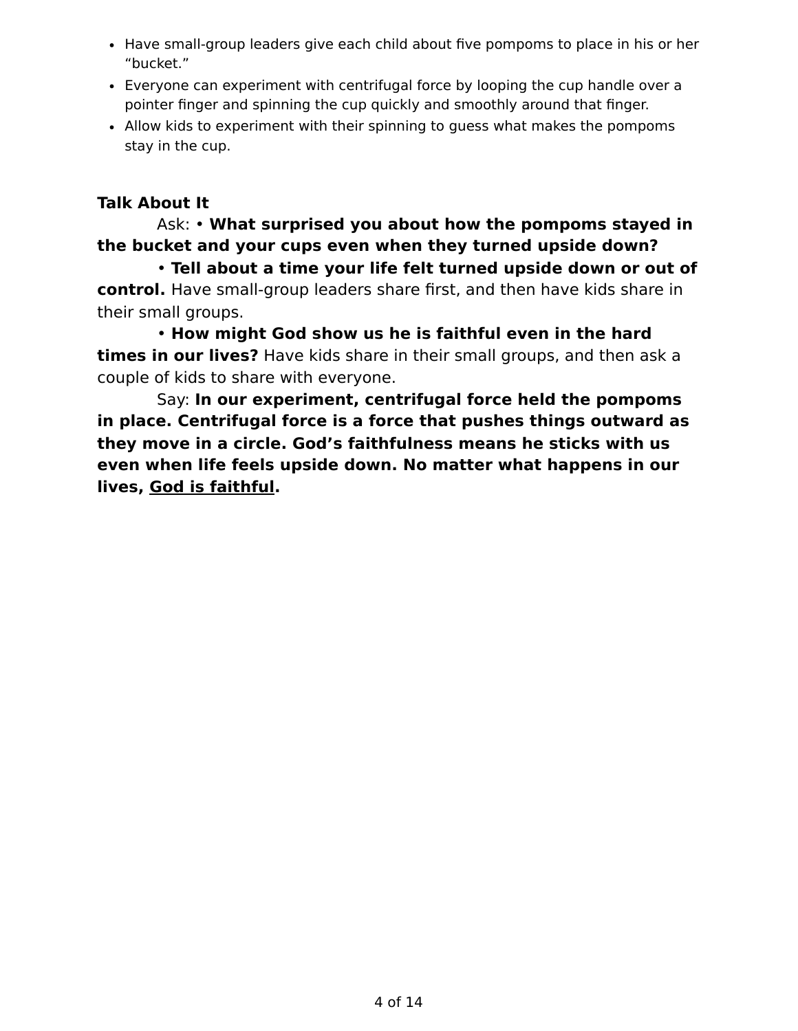- Have small-group leaders give each child about five pompoms to place in his or her “bucket.”
- Everyone can experiment with centrifugal force by looping the cup handle over a pointer finger and spinning the cup quickly and smoothly around that finger.
- Allow kids to experiment with their spinning to guess what makes the pompoms stay in the cup.

**Talk About It**

Ask: • **What surprised you about how the pompoms stayed in the bucket and your cups even when they turned upside down?**

• **Tell about a time your life felt turned upside down or out of control.** Have small-group leaders share first, and then have kids share in their small groups.

• **How might God show us he is faithful even in the hard times in our lives?** Have kids share in their small groups, and then ask a couple of kids to share with everyone.

Say: **In our experiment, centrifugal force held the pompoms in place. Centrifugal force is a force that pushes things outward as they move in a circle. God’s faithfulness means he sticks with us even when life feels upside down. No matter what happens in our lives, <u>God is faithful</u>.**